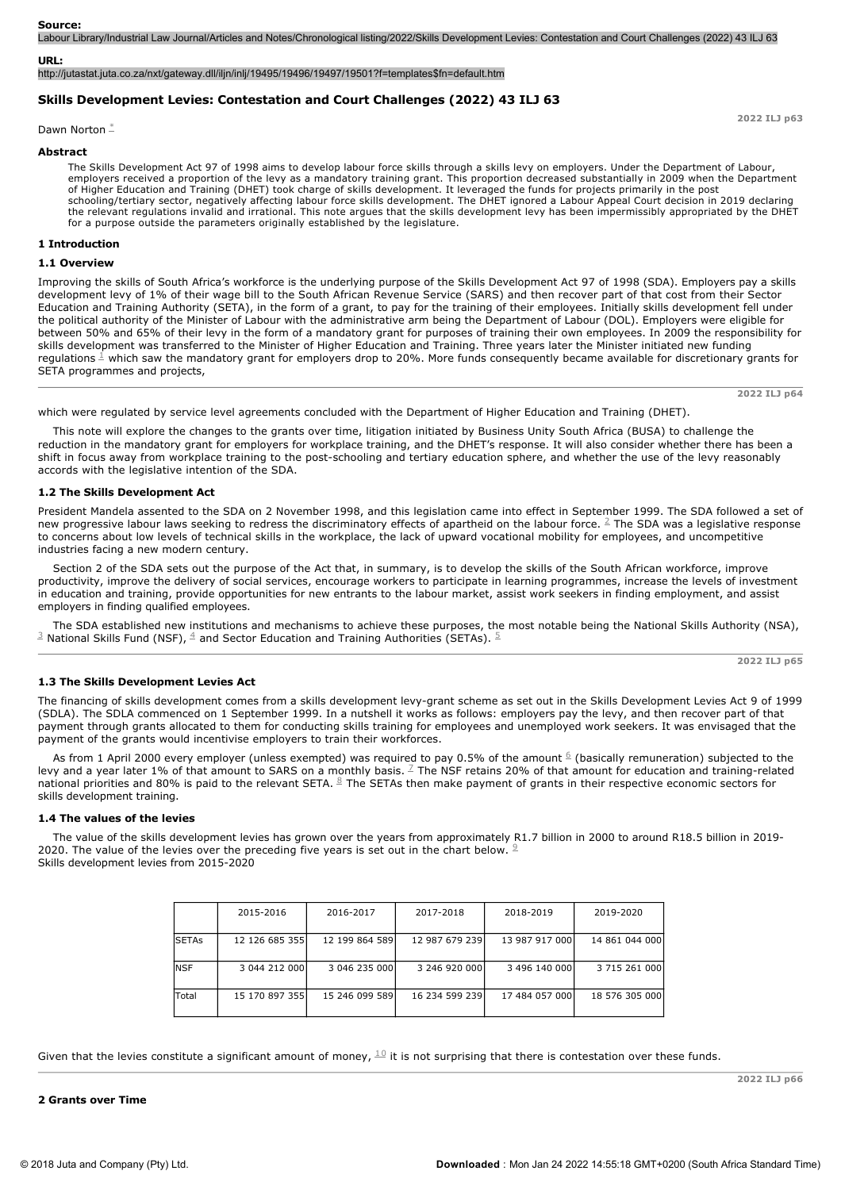**Source:**
Labour Library/Industrial Law Journal/Articles and Notes/Chronological listing/2022/Skills Development Levies: Contestation and Court Challenges (2022) 43 ILJ 63

**URL:**
http://jutastat.juta.co.za/nxt/gateway.dll/iljn/inlj/19495/19496/19497/19501?f=templates$fn=default.htm

## Skills Development Levies: Contestation and Court Challenges (2022) 43 ILJ 63

Dawn Norton [*]

### Abstract

> The Skills Development Act 97 of 1998 aims to develop labour force skills through a skills levy on employers. Under the Department of Labour, employers received a proportion of the levy as a mandatory training grant. This proportion decreased substantially in 2009 when the Department of Higher Education and Training (DHET) took charge of skills development. It leveraged the funds for projects primarily in the post schooling/tertiary sector, negatively affecting labour force skills development. The DHET ignored a Labour Appeal Court decision in 2019 declaring the relevant regulations invalid and irrational. This note argues that the skills development levy has been impermissibly appropriated by the DHET for a purpose outside the parameters originally established by the legislature.

### 1 Introduction

#### 1.1 Overview

Improving the skills of South Africa's workforce is the underlying purpose of the Skills Development Act 97 of 1998 (SDA). Employers pay a skills development levy of 1% of their wage bill to the South African Revenue Service (SARS) and then recover part of that cost from their Sector Education and Training Authority (SETA), in the form of a grant, to pay for the training of their employees. Initially skills development fell under the political authority of the Minister of Labour with the administrative arm being the Department of Labour (DOL). Employers were eligible for between 50% and 65% of their levy in the form of a mandatory grant for purposes of training their own employees. In 2009 the responsibility for skills development was transferred to the Minister of Higher Education and Training. Three years later the Minister initiated new funding regulations [1] which saw the mandatory grant for employers drop to 20%. More funds consequently became available for discretionary grants for SETA programmes and projects, which were regulated by service level agreements concluded with the Department of Higher Education and Training (DHET).

This note will explore the changes to the grants over time, litigation initiated by Business Unity South Africa (BUSA) to challenge the reduction in the mandatory grant for employers for workplace training, and the DHET's response. It will also consider whether there has been a shift in focus away from workplace training to the post-schooling and tertiary education sphere, and whether the use of the levy reasonably accords with the legislative intention of the SDA.

#### 1.2 The Skills Development Act

President Mandela assented to the SDA on 2 November 1998, and this legislation came into effect in September 1999. The SDA followed a set of new progressive labour laws seeking to redress the discriminatory effects of apartheid on the labour force. [2] The SDA was a legislative response to concerns about low levels of technical skills in the workplace, the lack of upward vocational mobility for employees, and uncompetitive industries facing a new modern century.

Section 2 of the SDA sets out the purpose of the Act that, in summary, is to develop the skills of the South African workforce, improve productivity, improve the delivery of social services, encourage workers to participate in learning programmes, increase the levels of investment in education and training, provide opportunities for new entrants to the labour market, assist work seekers in finding employment, and assist employers in finding qualified employees.

The SDA established new institutions and mechanisms to achieve these purposes, the most notable being the National Skills Authority (NSA), [3] National Skills Fund (NSF), [4] and Sector Education and Training Authorities (SETAs). [5]

#### 1.3 The Skills Development Levies Act

The financing of skills development comes from a skills development levy-grant scheme as set out in the Skills Development Levies Act 9 of 1999 (SDLA). The SDLA commenced on 1 September 1999. In a nutshell it works as follows: employers pay the levy, and then recover part of that payment through grants allocated to them for conducting skills training for employees and unemployed work seekers. It was envisaged that the payment of the grants would incentivise employers to train their workforces.

As from 1 April 2000 every employer (unless exempted) was required to pay 0.5% of the amount [6] (basically remuneration) subjected to the levy and a year later 1% of that amount to SARS on a monthly basis. [7] The NSF retains 20% of that amount for education and training-related national priorities and 80% is paid to the relevant SETA. [8] The SETAs then make payment of grants in their respective economic sectors for skills development training.

#### 1.4 The values of the levies

The value of the skills development levies has grown over the years from approximately R1.7 billion in 2000 to around R18.5 billion in 2019-2020. The value of the levies over the preceding five years is set out in the chart below. [9]

Skills development levies from 2015-2020

| | 2015-2016 | 2016-2017 | 2017-2018 | 2018-2019 | 2019-2020 |
|---|---|---|---|---|---|
| SETAs | 12 126 685 355 | 12 199 864 589 | 12 987 679 239 | 13 987 917 000 | 14 861 044 000 |
| NSF | 3 044 212 000 | 3 046 235 000 | 3 246 920 000 | 3 496 140 000 | 3 715 261 000 |
| Total | 15 170 897 355 | 15 246 099 589 | 16 234 599 239 | 17 484 057 000 | 18 576 305 000 |

Given that the levies constitute a significant amount of money, [10] it is not surprising that there is contestation over these funds.

### 2 Grants over Time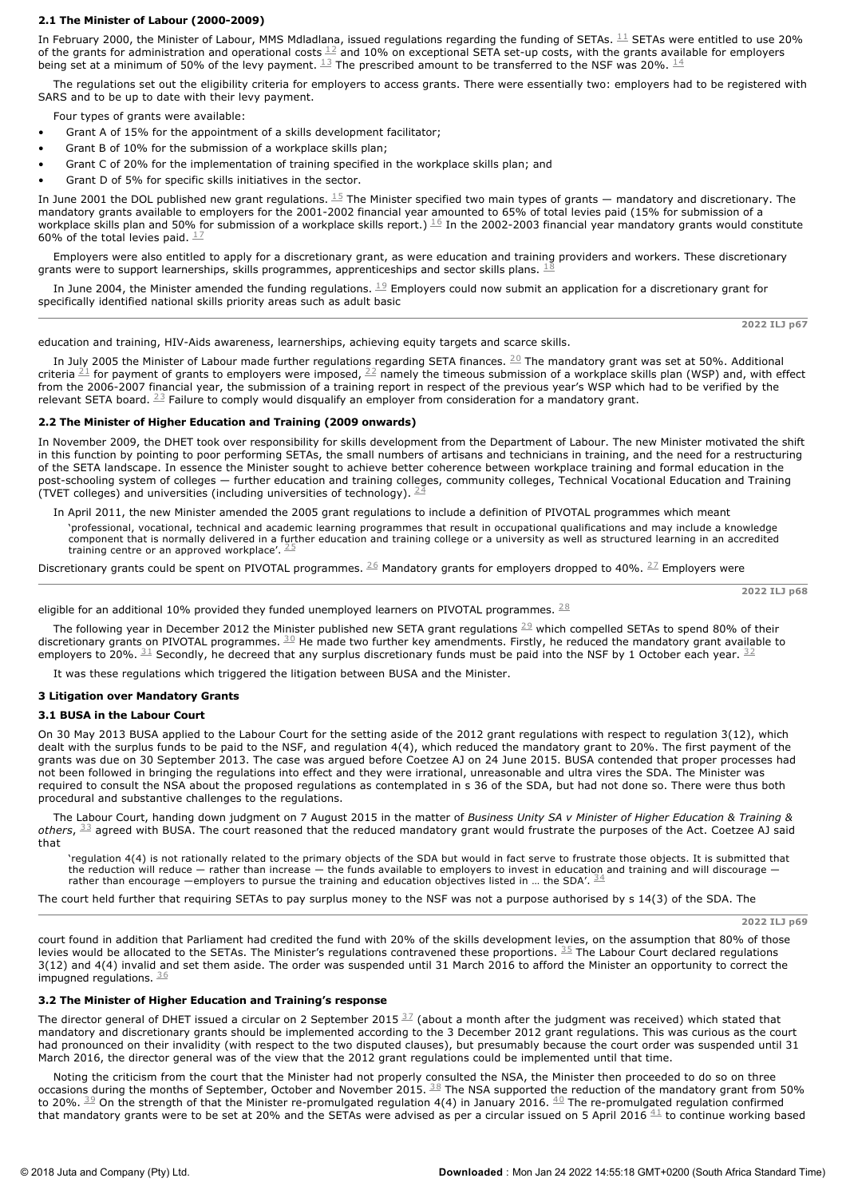### 2.1 The Minister of Labour (2000-2009)

In February 2000, the Minister of Labour, MMS Mdladlana, issued regulations regarding the funding of SETAs. [11] SETAs were entitled to use 20% of the grants for administration and operational costs [12] and 10% on exceptional SETA set-up costs, with the grants available for employers being set at a minimum of 50% of the levy payment. [13] The prescribed amount to be transferred to the NSF was 20%. [14]

The regulations set out the eligibility criteria for employers to access grants. There were essentially two: employers had to be registered with SARS and to be up to date with their levy payment.

Four types of grants were available:

- Grant A of 15% for the appointment of a skills development facilitator;
- Grant B of 10% for the submission of a workplace skills plan;
- Grant C of 20% for the implementation of training specified in the workplace skills plan; and
- Grant D of 5% for specific skills initiatives in the sector.

In June 2001 the DOL published new grant regulations. [15] The Minister specified two main types of grants — mandatory and discretionary. The mandatory grants available to employers for the 2001-2002 financial year amounted to 65% of total levies paid (15% for submission of a workplace skills plan and 50% for submission of a workplace skills report.) [16] In the 2002-2003 financial year mandatory grants would constitute 60% of the total levies paid. [17]

Employers were also entitled to apply for a discretionary grant, as were education and training providers and workers. These discretionary grants were to support learnerships, skills programmes, apprenticeships and sector skills plans. [18]

In June 2004, the Minister amended the funding regulations. [19] Employers could now submit an application for a discretionary grant for specifically identified national skills priority areas such as adult basic education and training, HIV-Aids awareness, learnerships, achieving equity targets and scarce skills.

In July 2005 the Minister of Labour made further regulations regarding SETA finances. [20] The mandatory grant was set at 50%. Additional criteria [21] for payment of grants to employers were imposed, [22] namely the timeous submission of a workplace skills plan (WSP) and, with effect from the 2006-2007 financial year, the submission of a training report in respect of the previous year's WSP which had to be verified by the relevant SETA board. [23] Failure to comply would disqualify an employer from consideration for a mandatory grant.

### 2.2 The Minister of Higher Education and Training (2009 onwards)

In November 2009, the DHET took over responsibility for skills development from the Department of Labour. The new Minister motivated the shift in this function by pointing to poor performing SETAs, the small numbers of artisans and technicians in training, and the need for a restructuring of the SETA landscape. In essence the Minister sought to achieve better coherence between workplace training and formal education in the post-schooling system of colleges — further education and training colleges, community colleges, Technical Vocational Education and Training (TVET colleges) and universities (including universities of technology). [24]

In April 2011, the new Minister amended the 2005 grant regulations to include a definition of PIVOTAL programmes which meant

> 'professional, vocational, technical and academic learning programmes that result in occupational qualifications and may include a knowledge component that is normally delivered in a further education and training college or a university as well as structured learning in an accredited training centre or an approved workplace'. [25]

Discretionary grants could be spent on PIVOTAL programmes. [26] Mandatory grants for employers dropped to 40%. [27] Employers were eligible for an additional 10% provided they funded unemployed learners on PIVOTAL programmes. [28]

The following year in December 2012 the Minister published new SETA grant regulations [29] which compelled SETAs to spend 80% of their discretionary grants on PIVOTAL programmes. [30] He made two further key amendments. Firstly, he reduced the mandatory grant available to employers to 20%. [31] Secondly, he decreed that any surplus discretionary funds must be paid into the NSF by 1 October each year. [32]

It was these regulations which triggered the litigation between BUSA and the Minister.

## 3 Litigation over Mandatory Grants

### 3.1 BUSA in the Labour Court

On 30 May 2013 BUSA applied to the Labour Court for the setting aside of the 2012 grant regulations with respect to regulation 3(12), which dealt with the surplus funds to be paid to the NSF, and regulation 4(4), which reduced the mandatory grant to 20%. The first payment of the grants was due on 30 September 2013. The case was argued before Coetzee AJ on 24 June 2015. BUSA contended that proper processes had not been followed in bringing the regulations into effect and they were irrational, unreasonable and ultra vires the SDA. The Minister was required to consult the NSA about the proposed regulations as contemplated in s 36 of the SDA, but had not done so. There were thus both procedural and substantive challenges to the regulations.

The Labour Court, handing down judgment on 7 August 2015 in the matter of *Business Unity SA v Minister of Higher Education & Training & others*, [33] agreed with BUSA. The court reasoned that the reduced mandatory grant would frustrate the purposes of the Act. Coetzee AJ said that

> 'regulation 4(4) is not rationally related to the primary objects of the SDA but would in fact serve to frustrate those objects. It is submitted that the reduction will reduce — rather than increase — the funds available to employers to invest in education and training and will discourage — rather than encourage —employers to pursue the training and education objectives listed in … the SDA'. [34]

The court held further that requiring SETAs to pay surplus money to the NSF was not a purpose authorised by s 14(3) of the SDA. The court found in addition that Parliament had credited the fund with 20% of the skills development levies, on the assumption that 80% of those levies would be allocated to the SETAs. The Minister's regulations contravened these proportions. [35] The Labour Court declared regulations 3(12) and 4(4) invalid and set them aside. The order was suspended until 31 March 2016 to afford the Minister an opportunity to correct the impugned regulations. [36]

### 3.2 The Minister of Higher Education and Training's response

The director general of DHET issued a circular on 2 September 2015 [37] (about a month after the judgment was received) which stated that mandatory and discretionary grants should be implemented according to the 3 December 2012 grant regulations. This was curious as the court had pronounced on their invalidity (with respect to the two disputed clauses), but presumably because the court order was suspended until 31 March 2016, the director general was of the view that the 2012 grant regulations could be implemented until that time.

Noting the criticism from the court that the Minister had not properly consulted the NSA, the Minister then proceeded to do so on three occasions during the months of September, October and November 2015. [38] The NSA supported the reduction of the mandatory grant from 50% to 20%. [39] On the strength of that the Minister re-promulgated regulation 4(4) in January 2016. [40] The re-promulgated regulation confirmed that mandatory grants were to be set at 20% and the SETAs were advised as per a circular issued on 5 April 2016 [41] to continue working based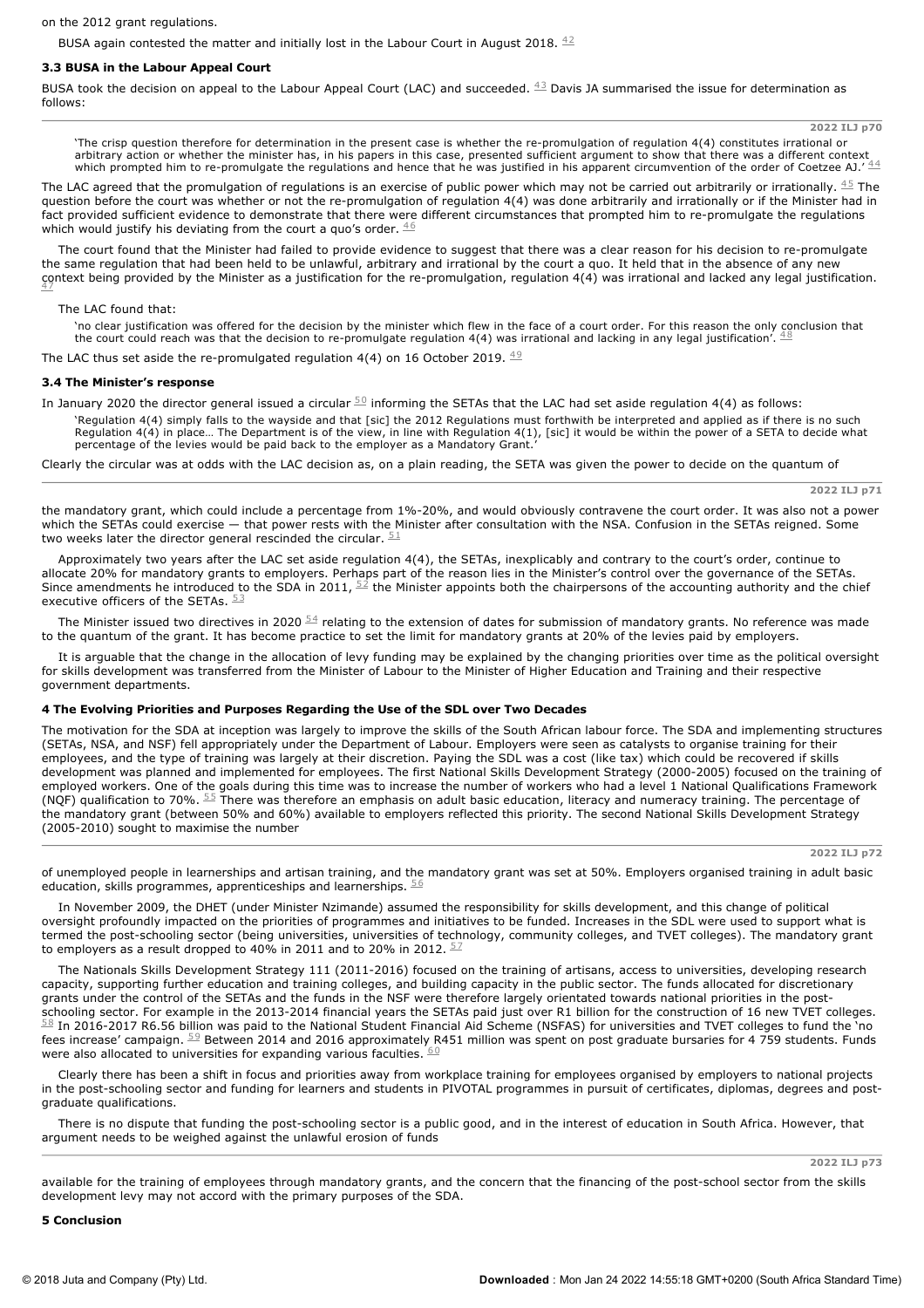on the 2012 grant regulations.

BUSA again contested the matter and initially lost in the Labour Court in August 2018. [42]

### 3.3 BUSA in the Labour Appeal Court

BUSA took the decision on appeal to the Labour Appeal Court (LAC) and succeeded. [43] Davis JA summarised the issue for determination as follows:

> 'The crisp question therefore for determination in the present case is whether the re-promulgation of regulation 4(4) constitutes irrational or arbitrary action or whether the minister has, in his papers in this case, presented sufficient argument to show that there was a different context which prompted him to re-promulgate the regulations and hence that he was justified in his apparent circumvention of the order of Coetzee AJ.' [44]

The LAC agreed that the promulgation of regulations is an exercise of public power which may not be carried out arbitrarily or irrationally. [45] The question before the court was whether or not the re-promulgation of regulation 4(4) was done arbitrarily and irrationally or if the Minister had in fact provided sufficient evidence to demonstrate that there were different circumstances that prompted him to re-promulgate the regulations which would justify his deviating from the court a quo's order. [46]

The court found that the Minister had failed to provide evidence to suggest that there was a clear reason for his decision to re-promulgate the same regulation that had been held to be unlawful, arbitrary and irrational by the court a quo. It held that in the absence of any new context being provided by the Minister as a justification for the re-promulgation, regulation 4(4) was irrational and lacked any legal justification. [47]

The LAC found that:

> 'no clear justification was offered for the decision by the minister which flew in the face of a court order. For this reason the only conclusion that the court could reach was that the decision to re-promulgate regulation 4(4) was irrational and lacking in any legal justification'. [48]

The LAC thus set aside the re-promulgated regulation 4(4) on 16 October 2019. [49]

### 3.4 The Minister's response

In January 2020 the director general issued a circular [50] informing the SETAs that the LAC had set aside regulation 4(4) as follows:

> 'Regulation 4(4) simply falls to the wayside and that [sic] the 2012 Regulations must forthwith be interpreted and applied as if there is no such Regulation 4(4) in place… The Department is of the view, in line with Regulation 4(1), [sic] it would be within the power of a SETA to decide what percentage of the levies would be paid back to the employer as a Mandatory Grant.'

Clearly the circular was at odds with the LAC decision as, on a plain reading, the SETA was given the power to decide on the quantum of the mandatory grant, which could include a percentage from 1%-20%, and would obviously contravene the court order. It was also not a power which the SETAs could exercise — that power rests with the Minister after consultation with the NSA. Confusion in the SETAs reigned. Some two weeks later the director general rescinded the circular. [51]

Approximately two years after the LAC set aside regulation 4(4), the SETAs, inexplicably and contrary to the court's order, continue to allocate 20% for mandatory grants to employers. Perhaps part of the reason lies in the Minister's control over the governance of the SETAs. Since amendments he introduced to the SDA in 2011, [52] the Minister appoints both the chairpersons of the accounting authority and the chief executive officers of the SETAs. [53]

The Minister issued two directives in 2020 [54] relating to the extension of dates for submission of mandatory grants. No reference was made to the quantum of the grant. It has become practice to set the limit for mandatory grants at 20% of the levies paid by employers.

It is arguable that the change in the allocation of levy funding may be explained by the changing priorities over time as the political oversight for skills development was transferred from the Minister of Labour to the Minister of Higher Education and Training and their respective government departments.

## 4 The Evolving Priorities and Purposes Regarding the Use of the SDL over Two Decades

The motivation for the SDA at inception was largely to improve the skills of the South African labour force. The SDA and implementing structures (SETAs, NSA, and NSF) fell appropriately under the Department of Labour. Employers were seen as catalysts to organise training for their employees, and the type of training was largely at their discretion. Paying the SDL was a cost (like tax) which could be recovered if skills development was planned and implemented for employees. The first National Skills Development Strategy (2000-2005) focused on the training of employed workers. One of the goals during this time was to increase the number of workers who had a level 1 National Qualifications Framework (NQF) qualification to 70%. [55] There was therefore an emphasis on adult basic education, literacy and numeracy training. The percentage of the mandatory grant (between 50% and 60%) available to employers reflected this priority. The second National Skills Development Strategy (2005-2010) sought to maximise the number of unemployed people in learnerships and artisan training, and the mandatory grant was set at 50%. Employers organised training in adult basic education, skills programmes, apprenticeships and learnerships. [56]

In November 2009, the DHET (under Minister Nzimande) assumed the responsibility for skills development, and this change of political oversight profoundly impacted on the priorities of programmes and initiatives to be funded. Increases in the SDL were used to support what is termed the post-schooling sector (being universities, universities of technology, community colleges, and TVET colleges). The mandatory grant to employers as a result dropped to 40% in 2011 and to 20% in 2012. [57]

The Nationals Skills Development Strategy 111 (2011-2016) focused on the training of artisans, access to universities, developing research capacity, supporting further education and training colleges, and building capacity in the public sector. The funds allocated for discretionary grants under the control of the SETAs and the funds in the NSF were therefore largely orientated towards national priorities in the post-schooling sector. For example in the 2013-2014 financial years the SETAs paid just over R1 billion for the construction of 16 new TVET colleges. [58] In 2016-2017 R6.56 billion was paid to the National Student Financial Aid Scheme (NSFAS) for universities and TVET colleges to fund the 'no fees increase' campaign. [59] Between 2014 and 2016 approximately R451 million was spent on post graduate bursaries for 4 759 students. Funds were also allocated to universities for expanding various faculties. [60]

Clearly there has been a shift in focus and priorities away from workplace training for employees organised by employers to national projects in the post-schooling sector and funding for learners and students in PIVOTAL programmes in pursuit of certificates, diplomas, degrees and post-graduate qualifications.

There is no dispute that funding the post-schooling sector is a public good, and in the interest of education in South Africa. However, that argument needs to be weighed against the unlawful erosion of funds available for the training of employees through mandatory grants, and the concern that the financing of the post-school sector from the skills development levy may not accord with the primary purposes of the SDA.

## 5 Conclusion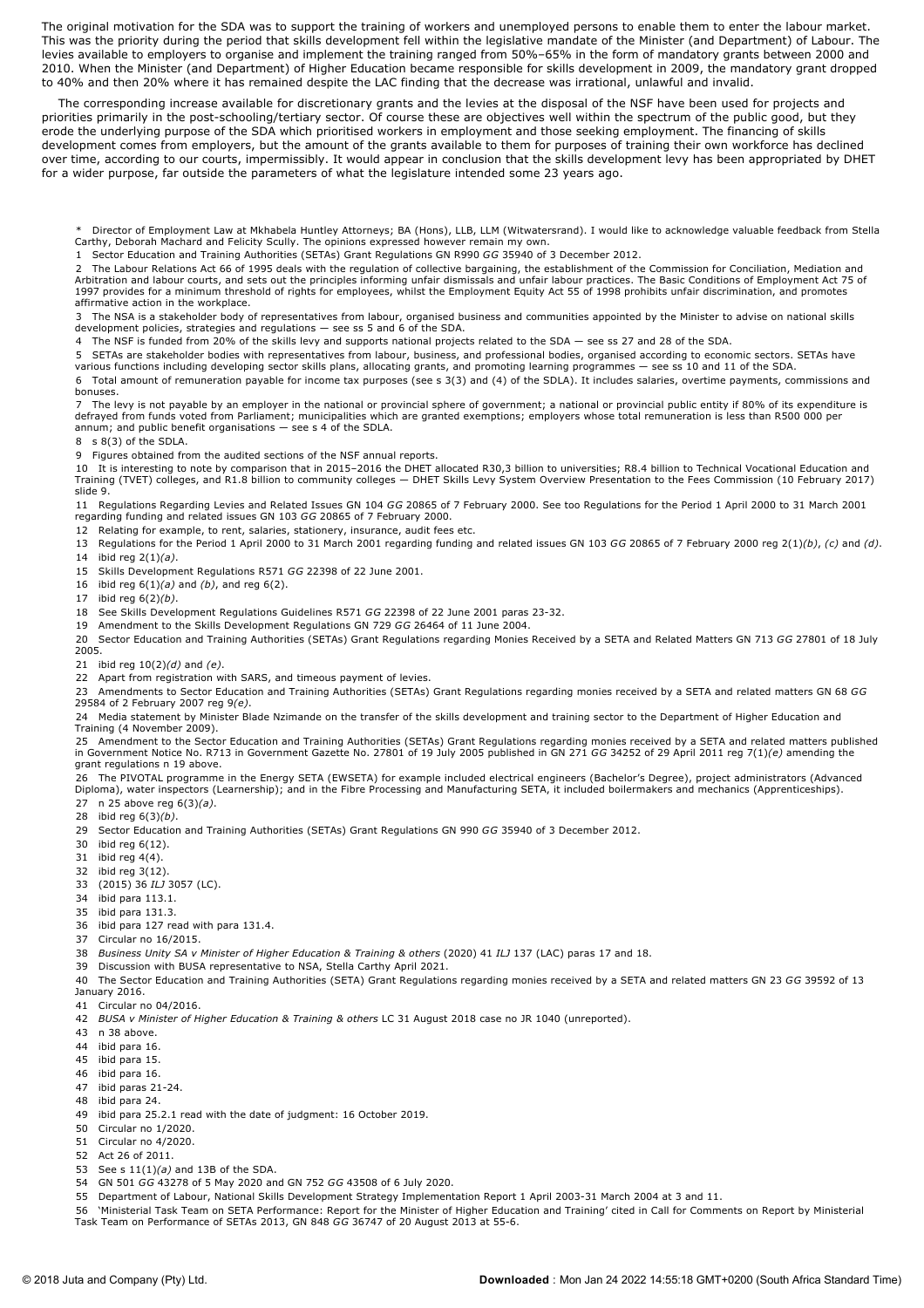The original motivation for the SDA was to support the training of workers and unemployed persons to enable them to enter the labour market. This was the priority during the period that skills development fell within the legislative mandate of the Minister (and Department) of Labour. The levies available to employers to organise and implement the training ranged from 50%–65% in the form of mandatory grants between 2000 and 2010. When the Minister (and Department) of Higher Education became responsible for skills development in 2009, the mandatory grant dropped to 40% and then 20% where it has remained despite the LAC finding that the decrease was irrational, unlawful and invalid.

The corresponding increase available for discretionary grants and the levies at the disposal of the NSF have been used for projects and priorities primarily in the post-schooling/tertiary sector. Of course these are objectives well within the spectrum of the public good, but they erode the underlying purpose of the SDA which prioritised workers in employment and those seeking employment. The financing of skills development comes from employers, but the amount of the grants available to them for purposes of training their own workforce has declined over time, according to our courts, impermissibly. It would appear in conclusion that the skills development levy has been appropriated by DHET for a wider purpose, far outside the parameters of what the legislature intended some 23 years ago.

\* Director of Employment Law at Mkhabela Huntley Attorneys; BA (Hons), LLB, LLM (Witwatersrand). I would like to acknowledge valuable feedback from Stella Carthy, Deborah Machard and Felicity Scully. The opinions expressed however remain my own.

1 Sector Education and Training Authorities (SETAs) Grant Regulations GN R990 *GG* 35940 of 3 December 2012.

2 The Labour Relations Act 66 of 1995 deals with the regulation of collective bargaining, the establishment of the Commission for Conciliation, Mediation and Arbitration and labour courts, and sets out the principles informing unfair dismissals and unfair labour practices. The Basic Conditions of Employment Act 75 of 1997 provides for a minimum threshold of rights for employees, whilst the Employment Equity Act 55 of 1998 prohibits unfair discrimination, and promotes affirmative action in the workplace.

3 The NSA is a stakeholder body of representatives from labour, organised business and communities appointed by the Minister to advise on national skills development policies, strategies and regulations — see ss 5 and 6 of the SDA.

4 The NSF is funded from 20% of the skills levy and supports national projects related to the SDA — see ss 27 and 28 of the SDA.

5 SETAs are stakeholder bodies with representatives from labour, business, and professional bodies, organised according to economic sectors. SETAs have various functions including developing sector skills plans, allocating grants, and promoting learning programmes — see ss 10 and 11 of the SDA.

6 Total amount of remuneration payable for income tax purposes (see s 3(3) and (4) of the SDLA). It includes salaries, overtime payments, commissions and bonuses.

7 The levy is not payable by an employer in the national or provincial sphere of government; a national or provincial public entity if 80% of its expenditure is defrayed from funds voted from Parliament; municipalities which are granted exemptions; employers whose total remuneration is less than R500 000 per annum; and public benefit organisations — see s 4 of the SDLA.

8 s 8(3) of the SDLA.

9 Figures obtained from the audited sections of the NSF annual reports.

10 It is interesting to note by comparison that in 2015–2016 the DHET allocated R30,3 billion to universities; R8.4 billion to Technical Vocational Education and Training (TVET) colleges, and R1.8 billion to community colleges — DHET Skills Levy System Overview Presentation to the Fees Commission (10 February 2017) slide 9.

11 Regulations Regarding Levies and Related Issues GN 104 *GG* 20865 of 7 February 2000. See too Regulations for the Period 1 April 2000 to 31 March 2001 regarding funding and related issues GN 103 *GG* 20865 of 7 February 2000.

12 Relating for example, to rent, salaries, stationery, insurance, audit fees etc.

13 Regulations for the Period 1 April 2000 to 31 March 2001 regarding funding and related issues GN 103 *GG* 20865 of 7 February 2000 reg 2(1)*(b)*, *(c)* and *(d)*.

14 ibid reg 2(1)*(a)*.

15 Skills Development Regulations R571 *GG* 22398 of 22 June 2001.

16 ibid reg 6(1)*(a)* and *(b)*, and reg 6(2).

17 ibid reg 6(2)*(b)*.

18 See Skills Development Regulations Guidelines R571 *GG* 22398 of 22 June 2001 paras 23-32.

19 Amendment to the Skills Development Regulations GN 729 *GG* 26464 of 11 June 2004.

20 Sector Education and Training Authorities (SETAs) Grant Regulations regarding Monies Received by a SETA and Related Matters GN 713 *GG* 27801 of 18 July 2005.

21 ibid reg 10(2)*(d)* and *(e)*.

22 Apart from registration with SARS, and timeous payment of levies.

23 Amendments to Sector Education and Training Authorities (SETAs) Grant Regulations regarding monies received by a SETA and related matters GN 68 *GG* 29584 of 2 February 2007 reg 9*(e)*.

24 Media statement by Minister Blade Nzimande on the transfer of the skills development and training sector to the Department of Higher Education and Training (4 November 2009).

25 Amendment to the Sector Education and Training Authorities (SETAs) Grant Regulations regarding monies received by a SETA and related matters published in Government Notice No. R713 in Government Gazette No. 27801 of 19 July 2005 published in GN 271 *GG* 34252 of 29 April 2011 reg 7(1)*(e)* amending the grant regulations n 19 above.

26 The PIVOTAL programme in the Energy SETA (EWSETA) for example included electrical engineers (Bachelor's Degree), project administrators (Advanced Diploma), water inspectors (Learnership); and in the Fibre Processing and Manufacturing SETA, it included boilermakers and mechanics (Apprenticeships).

27 n 25 above reg 6(3)*(a)*.

28 ibid reg 6(3)*(b)*.

29 Sector Education and Training Authorities (SETAs) Grant Regulations GN 990 *GG* 35940 of 3 December 2012.

30 ibid reg 6(12).

31 ibid reg 4(4).

32 ibid reg 3(12).

33 (2015) 36 *ILJ* 3057 (LC).

34 ibid para 113.1.

35 ibid para 131.3.

36 ibid para 127 read with para 131.4.

37 Circular no 16/2015.

38 *Business Unity SA v Minister of Higher Education & Training & others* (2020) 41 *ILJ* 137 (LAC) paras 17 and 18.

39 Discussion with BUSA representative to NSA, Stella Carthy April 2021.

40 The Sector Education and Training Authorities (SETA) Grant Regulations regarding monies received by a SETA and related matters GN 23 *GG* 39592 of 13 January 2016.

41 Circular no 04/2016.

42 *BUSA v Minister of Higher Education & Training & others* LC 31 August 2018 case no JR 1040 (unreported).

43 n 38 above.

44 ibid para 16.

45 ibid para 15.

46 ibid para 16.

47 ibid paras 21-24.

48 ibid para 24.

49 ibid para 25.2.1 read with the date of judgment: 16 October 2019.

50 Circular no 1/2020.

51 Circular no 4/2020.

52 Act 26 of 2011.

53 See s 11(1)*(a)* and 13B of the SDA.

54 GN 501 *GG* 43278 of 5 May 2020 and GN 752 *GG* 43508 of 6 July 2020.

55 Department of Labour, National Skills Development Strategy Implementation Report 1 April 2003-31 March 2004 at 3 and 11.

56 'Ministerial Task Team on SETA Performance: Report for the Minister of Higher Education and Training' cited in Call for Comments on Report by Ministerial Task Team on Performance of SETAs 2013, GN 848 *GG* 36747 of 20 August 2013 at 55-6.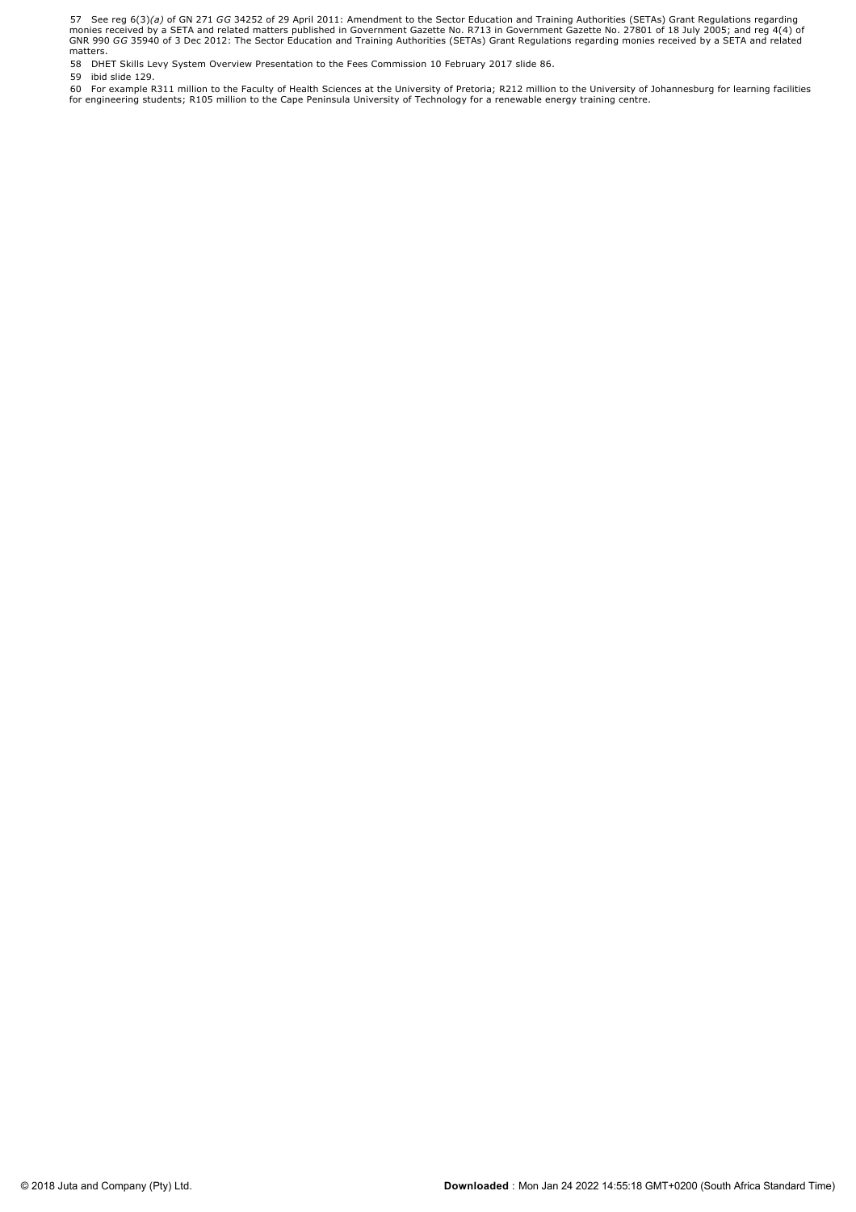57 See reg 6(3)*(a)* of GN 271 *GG* 34252 of 29 April 2011: Amendment to the Sector Education and Training Authorities (SETAs) Grant Regulations regarding monies received by a SETA and related matters published in Government Gazette No. R713 in Government Gazette No. 27801 of 18 July 2005; and reg 4(4) of GNR 990 *GG* 35940 of 3 Dec 2012: The Sector Education and Training Authorities (SETAs) Grant Regulations regarding monies received by a SETA and related matters.

58 DHET Skills Levy System Overview Presentation to the Fees Commission 10 February 2017 slide 86.

59 ibid slide 129.

60 For example R311 million to the Faculty of Health Sciences at the University of Pretoria; R212 million to the University of Johannesburg for learning facilities for engineering students; R105 million to the Cape Peninsula University of Technology for a renewable energy training centre.

© 2018 Juta and Company (Pty) Ltd. **Downloaded** : Mon Jan 24 2022 14:55:18 GMT+0200 (South Africa Standard Time)